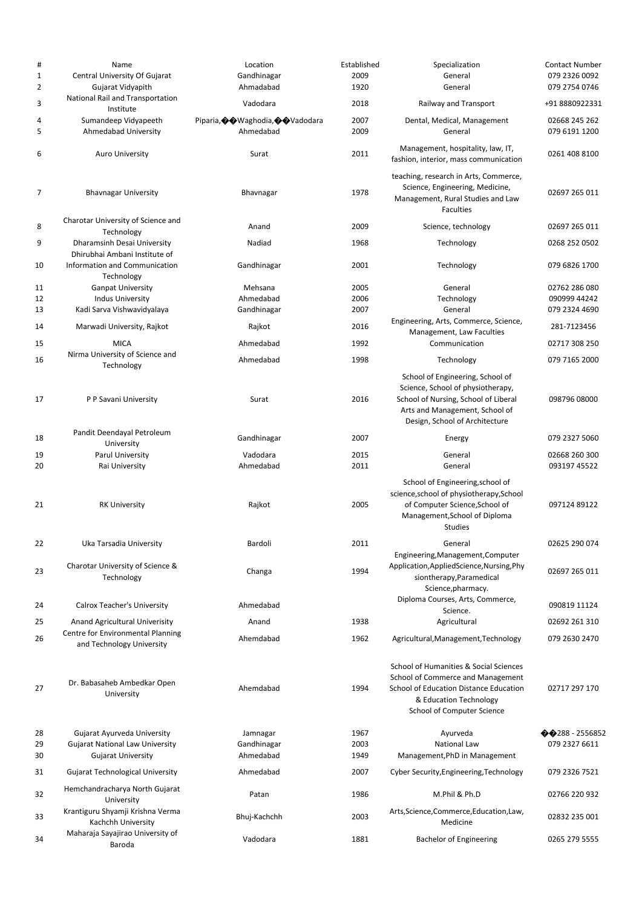| # | Name | Location | Established | Specialization | Contact Number |
|---|---|---|---|---|---|
| 1 | Central University Of Gujarat | Gandhinagar | 2009 | General | 079 2326 0092 |
| 2 | Gujarat Vidyapith | Ahmadabad | 1920 | General | 079 2754 0746 |
| 3 | National Rail and Transportation Institute | Vadodara | 2018 | Railway and Transport | +91 8880922331 |
| 4 | Sumandeep Vidyapeeth | Piparia,��Waghodia,��Vadodara | 2007 | Dental, Medical, Management | 02668 245 262 |
| 5 | Ahmedabad University | Ahmedabad | 2009 | General | 079 6191 1200 |
| 6 | Auro University | Surat | 2011 | Management, hospitality, law, IT, fashion, interior, mass communication | 0261 408 8100 |
| 7 | Bhavnagar University | Bhavnagar | 1978 | teaching, research in Arts, Commerce, Science, Engineering, Medicine, Management, Rural Studies and Law Faculties | 02697 265 011 |
| 8 | Charotar University of Science and Technology | Anand | 2009 | Science, technology | 02697 265 011 |
| 9 | Dharamsinh Desai University | Nadiad | 1968 | Technology | 0268 252 0502 |
| 10 | Dhirubhai Ambani Institute of Information and Communication Technology | Gandhinagar | 2001 | Technology | 079 6826 1700 |
| 11 | Ganpat University | Mehsana | 2005 | General | 02762 286 080 |
| 12 | Indus University | Ahmedabad | 2006 | Technology | 090999 44242 |
| 13 | Kadi Sarva Vishwavidyalaya | Gandhinagar | 2007 | General | 079 2324 4690 |
| 14 | Marwadi University, Rajkot | Rajkot | 2016 | Engineering, Arts, Commerce, Science, Management, Law Faculties | 281-7123456 |
| 15 | MICA | Ahmedabad | 1992 | Communication | 02717 308 250 |
| 16 | Nirma University of Science and Technology | Ahmedabad | 1998 | Technology | 079 7165 2000 |
| 17 | P P Savani University | Surat | 2016 | School of Engineering, School of Science, School of physiotherapy, School of Nursing, School of Liberal Arts and Management, School of Design, School of Architecture | 098796 08000 |
| 18 | Pandit Deendayal Petroleum University | Gandhinagar | 2007 | Energy | 079 2327 5060 |
| 19 | Parul University | Vadodara | 2015 | General | 02668 260 300 |
| 20 | Rai University | Ahmedabad | 2011 | General | 093197 45522 |
| 21 | RK University | Rajkot | 2005 | School of Engineering,school of science,school of physiotherapy,School of Computer Science,School of Management,School of Diploma Studies | 097124 89122 |
| 22 | Uka Tarsadia University | Bardoli | 2011 | General | 02625 290 074 |
| 23 | Charotar University of Science & Technology | Changa | 1994 | Engineering,Management,Computer Application,AppliedScience,Nursing,Physiontherapy,Paramedical Science,pharmacy. | 02697 265 011 |
| 24 | Calrox Teacher's University | Ahmedabad | | Diploma Courses, Arts, Commerce, Science. | 090819 11124 |
| 25 | Anand Agricultural Univerisity | Anand | 1938 | Agricultural | 02692 261 310 |
| 26 | Centre for Environmental Planning and Technology University | Ahemdabad | 1962 | Agricultural,Management,Technology | 079 2630 2470 |
| 27 | Dr. Babasaheb Ambedkar Open University | Ahemdabad | 1994 | School of Humanities & Social Sciences School of Commerce and Management School of Education Distance Education & Education Technology School of Computer Science | 02717 297 170 |
| 28 | Gujarat Ayurveda University | Jamnagar | 1967 | Ayurveda | ��288 - 2556852 |
| 29 | Gujarat National Law University | Gandhinagar | 2003 | National Law | 079 2327 6611 |
| 30 | Gujarat University | Ahmedabad | 1949 | Management,PhD in Management | |
| 31 | Gujarat Technological University | Ahmedabad | 2007 | Cyber Security,Engineering,Technology | 079 2326 7521 |
| 32 | Hemchandracharya North Gujarat University | Patan | 1986 | M.Phil & Ph.D | 02766 220 932 |
| 33 | Krantiguru Shyamji Krishna Verma Kachchh University | Bhuj-Kachchh | 2003 | Arts,Science,Commerce,Education,Law, Medicine | 02832 235 001 |
| 34 | Maharaja Sayajirao University of Baroda | Vadodara | 1881 | Bachelor of Engineering | 0265 279 5555 |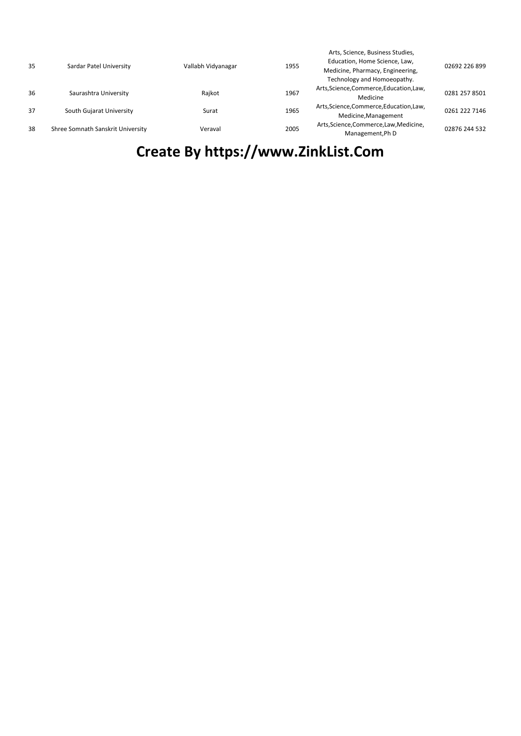| | | | | | |
|---|---|---|---|---|---|
| 35 | Sardar Patel University | Vallabh Vidyanagar | 1955 | Arts, Science, Business Studies, Education, Home Science, Law, Medicine, Pharmacy, Engineering, Technology and Homoeopathy. | 02692 226 899 |
| 36 | Saurashtra University | Rajkot | 1967 | Arts,Science,Commerce,Education,Law, Medicine | 0281 257 8501 |
| 37 | South Gujarat University | Surat | 1965 | Arts,Science,Commerce,Education,Law, Medicine,Management | 0261 222 7146 |
| 38 | Shree Somnath Sanskrit University | Veraval | 2005 | Arts,Science,Commerce,Law,Medicine, Management,Ph D | 02876 244 532 |

**Create By https://www.ZinkList.Com**